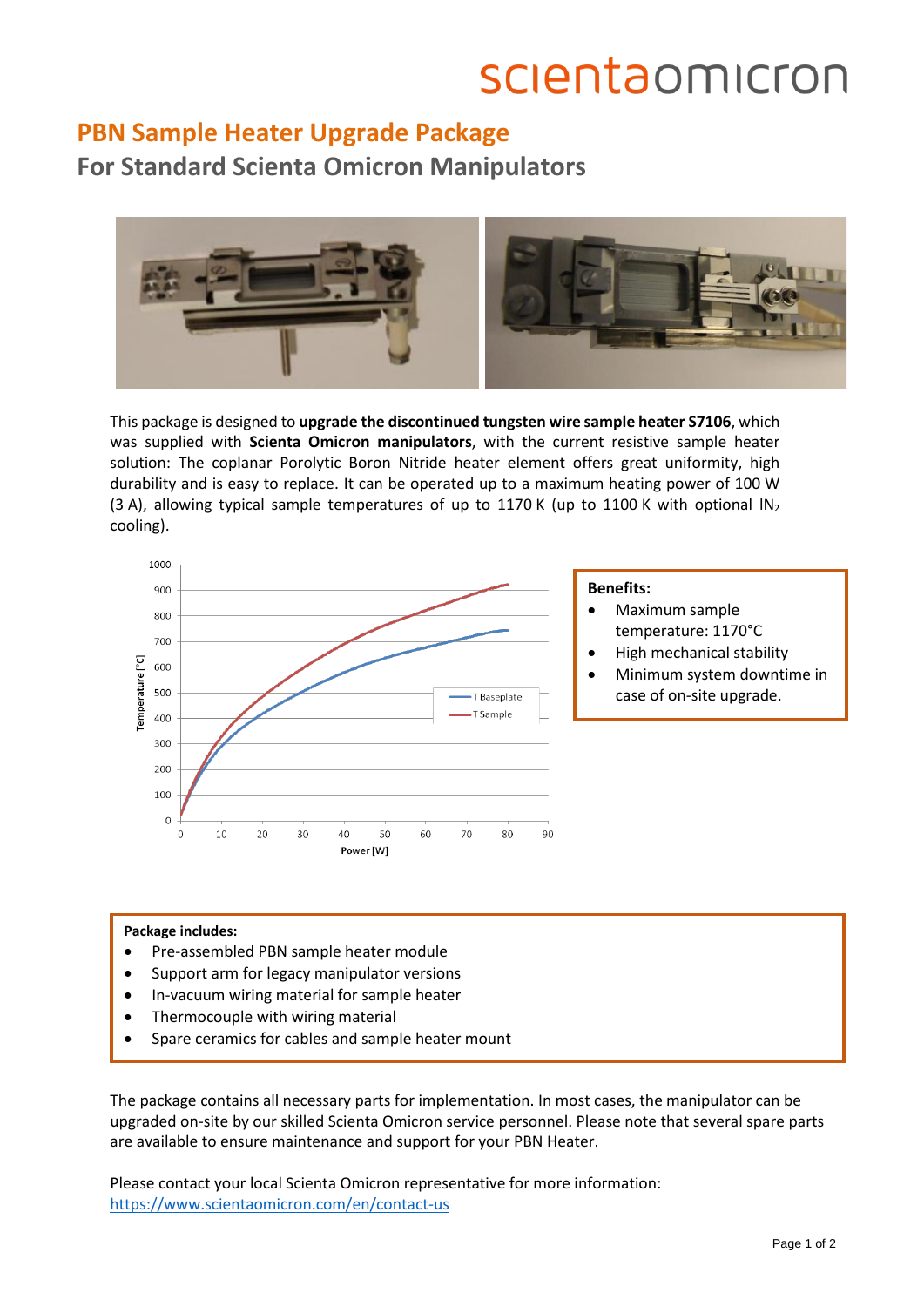# PBN Sample Heater Upgrade Package

## For Standard Scienta Omicron Manipulators

This package is designed to **upgrade the discontinued tungsten wire sample heater S7106**, which was supplied with **Scienta Omicron manipulators**, with the current resistive sample heater solution: The coplanar Porolytic Boron Nitride heater element offers great uniformity, high durability and is easy to replace. It can be operated up to a maximum heating power of 100 W (3 A), allowing typical sample temperatures of up to 1170 K (up to 1100 K with optional $lN_2$ cooling).

**Benefits:**

- Maximum sample temperature: 1170°C
- High mechanical stability
- Minimum system downtime in case of on-site upgrade.

**Package includes:**

- Pre-assembled PBN sample heater module
- Support arm for legacy manipulator versions
- In-vacuum wiring material for sample heater
- Thermocouple with wiring material
- Spare ceramics for cables and sample heater mount

The package contains all necessary parts for implementation. In most cases, the manipulator can be upgraded on-site by our skilled Scienta Omicron service personnel. Please note that several spare parts are available to ensure maintenance and support for your PBN Heater.

Please contact your local Scienta Omicron representative for more information:
https://www.scientaomicron.com/en/contact-us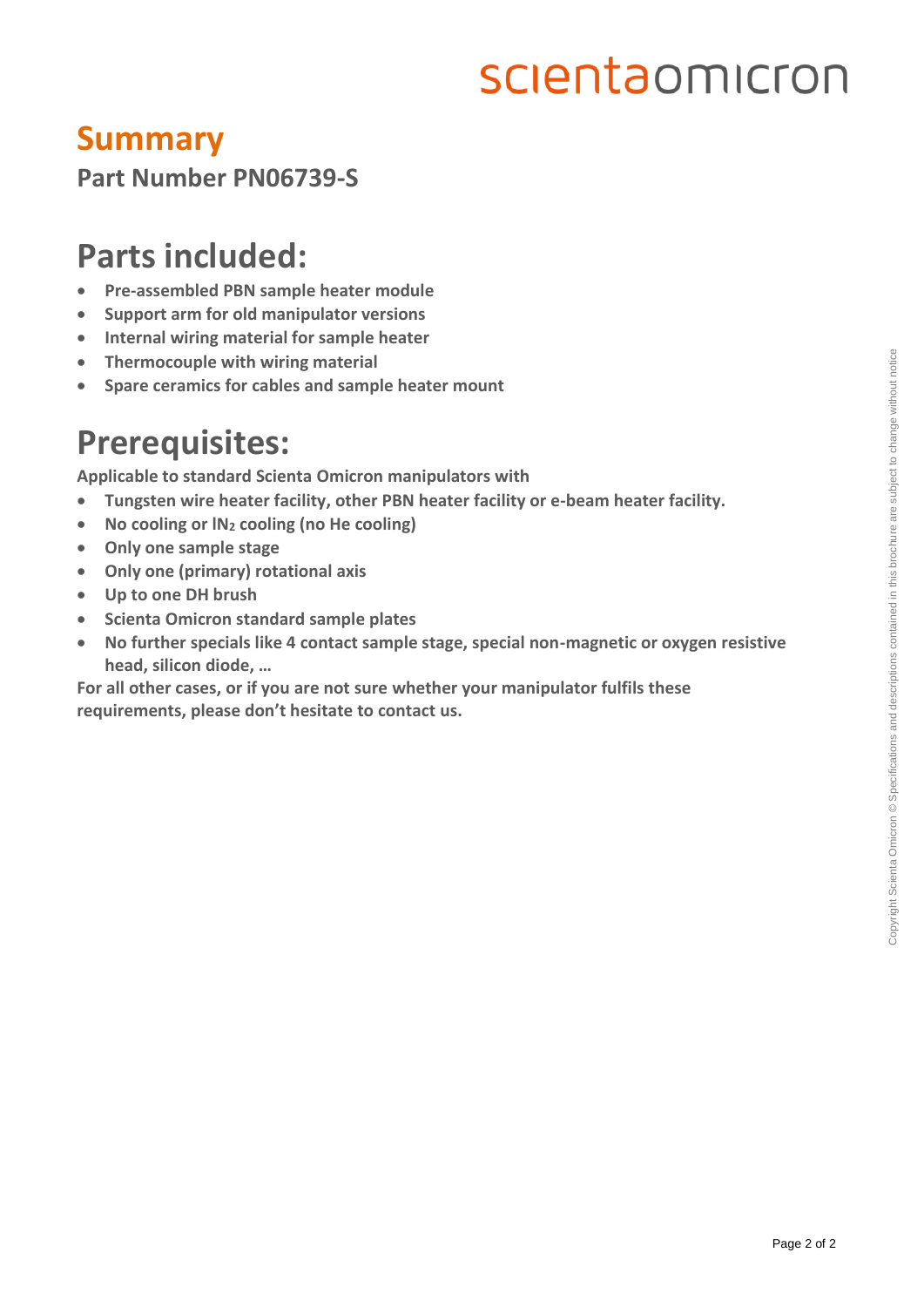## Summary

**Part Number PN06739-S**

# Parts included:

- **Pre-assembled PBN sample heater module**
- **Support arm for old manipulator versions**
- **Internal wiring material for sample heater**
- **Thermocouple with wiring material**
- **Spare ceramics for cables and sample heater mount**

# Prerequisites:

**Applicable to standard Scienta Omicron manipulators with**

- **Tungsten wire heater facility, other PBN heater facility or e-beam heater facility.**
- **No cooling or $lN_2$ cooling (no He cooling)**
- **Only one sample stage**
- **Only one (primary) rotational axis**
- **Up to one DH brush**
- **Scienta Omicron standard sample plates**
- **No further specials like 4 contact sample stage, special non-magnetic or oxygen resistive head, silicon diode, …**

**For all other cases, or if you are not sure whether your manipulator fulfils these requirements, please don't hesitate to contact us.**

Copyright Scienta Omicron © Specifications and descriptions contained in this brochure are subject to change without notice